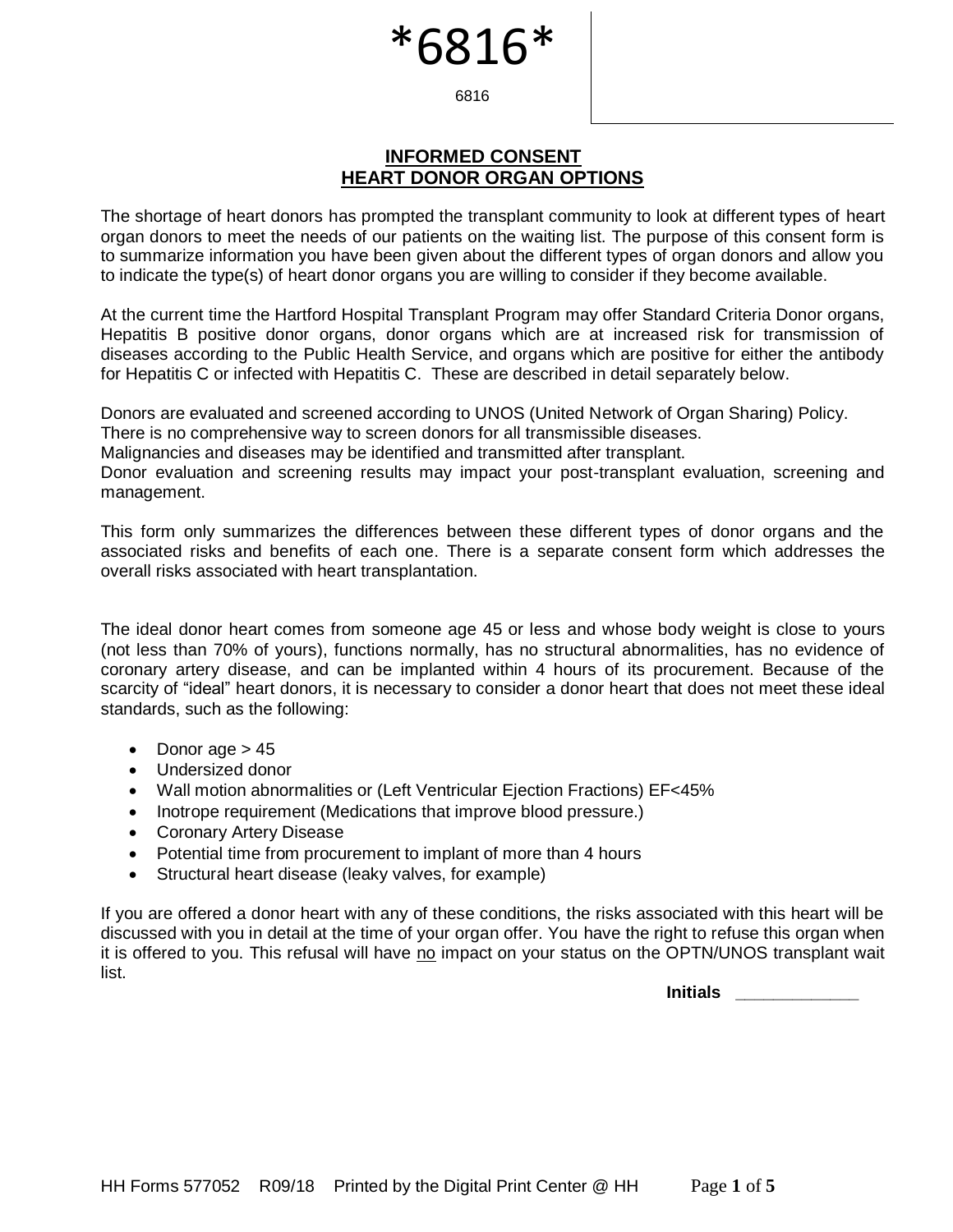*6816*

6816

# INFORMED CONSENT
# HEART DONOR ORGAN OPTIONS

The shortage of heart donors has prompted the transplant community to look at different types of heart organ donors to meet the needs of our patients on the waiting list. The purpose of this consent form is to summarize information you have been given about the different types of organ donors and allow you to indicate the type(s) of heart donor organs you are willing to consider if they become available.

At the current time the Hartford Hospital Transplant Program may offer Standard Criteria Donor organs, Hepatitis B positive donor organs, donor organs which are at increased risk for transmission of diseases according to the Public Health Service, and organs which are positive for either the antibody for Hepatitis C or infected with Hepatitis C. These are described in detail separately below.

Donors are evaluated and screened according to UNOS (United Network of Organ Sharing) Policy.
There is no comprehensive way to screen donors for all transmissible diseases.
Malignancies and diseases may be identified and transmitted after transplant.
Donor evaluation and screening results may impact your post-transplant evaluation, screening and management.

This form only summarizes the differences between these different types of donor organs and the associated risks and benefits of each one. There is a separate consent form which addresses the overall risks associated with heart transplantation.

The ideal donor heart comes from someone age 45 or less and whose body weight is close to yours (not less than 70% of yours), functions normally, has no structural abnormalities, has no evidence of coronary artery disease, and can be implanted within 4 hours of its procurement. Because of the scarcity of "ideal" heart donors, it is necessary to consider a donor heart that does not meet these ideal standards, such as the following:

- Donor age > 45
- Undersized donor
- Wall motion abnormalities or (Left Ventricular Ejection Fractions) EF<45%
- Inotrope requirement (Medications that improve blood pressure.)
- Coronary Artery Disease
- Potential time from procurement to implant of more than 4 hours
- Structural heart disease (leaky valves, for example)

If you are offered a donor heart with any of these conditions, the risks associated with this heart will be discussed with you in detail at the time of your organ offer. You have the right to refuse this organ when it is offered to you. This refusal will have no impact on your status on the OPTN/UNOS transplant wait list.

**Initials** ____________

HH Forms 577052 R09/18 Printed by the Digital Print Center @ HH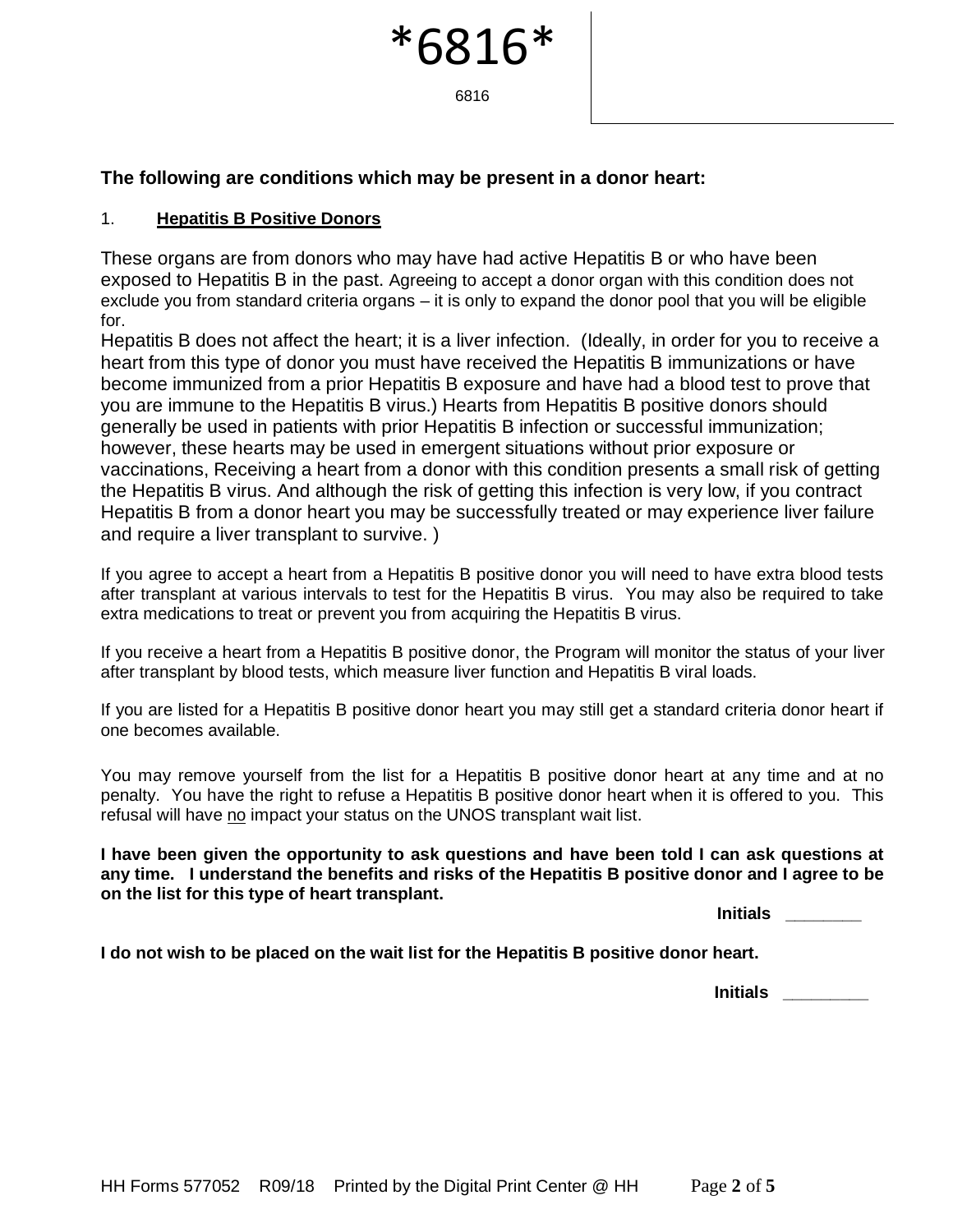*6816*

6816

**The following are conditions which may be present in a donor heart:**

1. **Hepatitis B Positive Donors**

These organs are from donors who may have had active Hepatitis B or who have been exposed to Hepatitis B in the past. Agreeing to accept a donor organ with this condition does not exclude you from standard criteria organs – it is only to expand the donor pool that you will be eligible for.
Hepatitis B does not affect the heart; it is a liver infection. (Ideally, in order for you to receive a heart from this type of donor you must have received the Hepatitis B immunizations or have become immunized from a prior Hepatitis B exposure and have had a blood test to prove that you are immune to the Hepatitis B virus.) Hearts from Hepatitis B positive donors should generally be used in patients with prior Hepatitis B infection or successful immunization; however, these hearts may be used in emergent situations without prior exposure or vaccinations, Receiving a heart from a donor with this condition presents a small risk of getting the Hepatitis B virus. And although the risk of getting this infection is very low, if you contract Hepatitis B from a donor heart you may be successfully treated or may experience liver failure and require a liver transplant to survive. )

If you agree to accept a heart from a Hepatitis B positive donor you will need to have extra blood tests after transplant at various intervals to test for the Hepatitis B virus. You may also be required to take extra medications to treat or prevent you from acquiring the Hepatitis B virus.

If you receive a heart from a Hepatitis B positive donor, the Program will monitor the status of your liver after transplant by blood tests, which measure liver function and Hepatitis B viral loads.

If you are listed for a Hepatitis B positive donor heart you may still get a standard criteria donor heart if one becomes available.

You may remove yourself from the list for a Hepatitis B positive donor heart at any time and at no penalty. You have the right to refuse a Hepatitis B positive donor heart when it is offered to you. This refusal will have no impact your status on the UNOS transplant wait list.

**I have been given the opportunity to ask questions and have been told I can ask questions at any time. I understand the benefits and risks of the Hepatitis B positive donor and I agree to be on the list for this type of heart transplant.**

**Initials** ________

**I do not wish to be placed on the wait list for the Hepatitis B positive donor heart.**

**Initials** _________

HH Forms 577052 R09/18 Printed by the Digital Print Center @ HH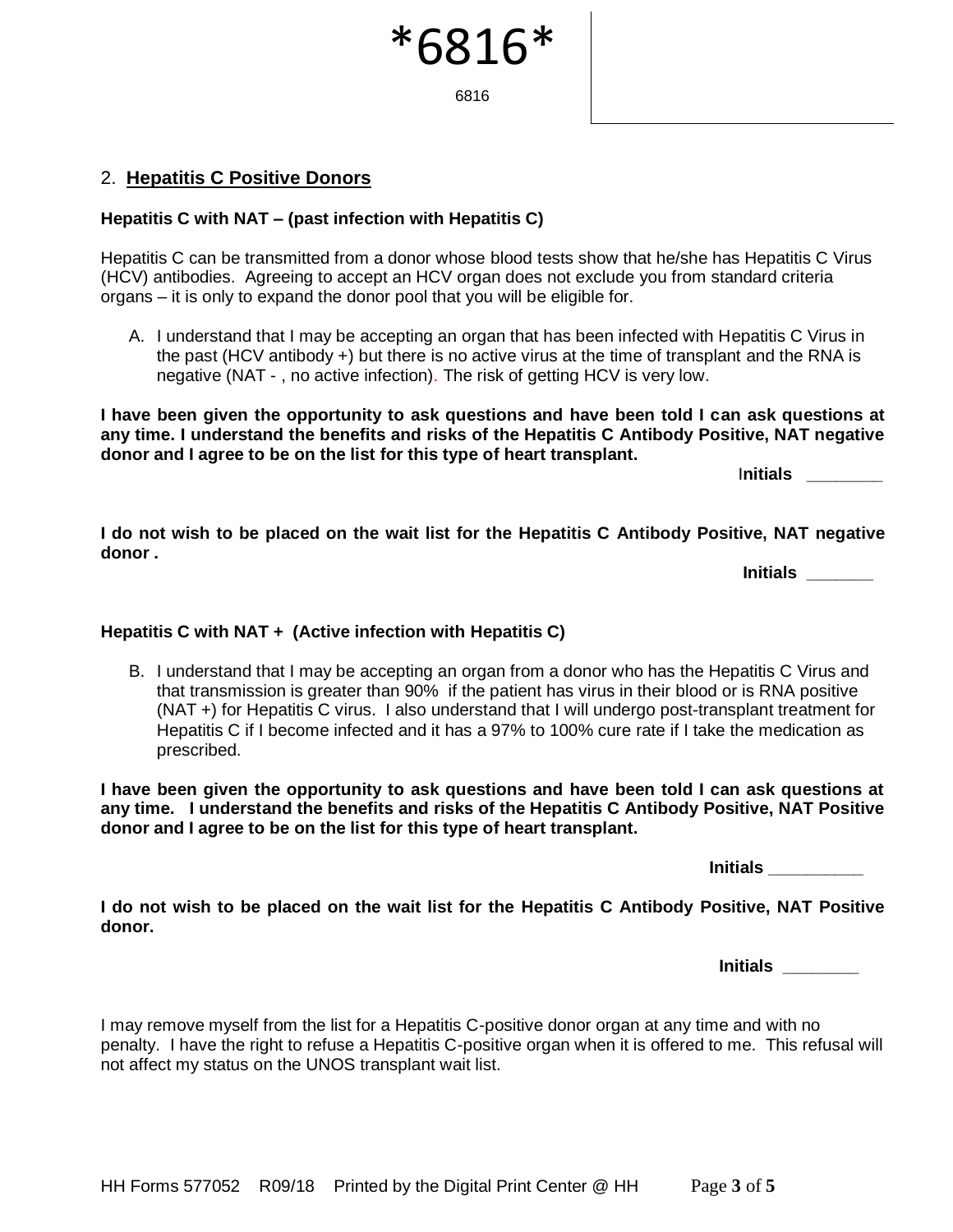*6816*

6816

## 2. **Hepatitis C Positive Donors**

**Hepatitis C with NAT – (past infection with Hepatitis C)**

Hepatitis C can be transmitted from a donor whose blood tests show that he/she has Hepatitis C Virus (HCV) antibodies. Agreeing to accept an HCV organ does not exclude you from standard criteria organs – it is only to expand the donor pool that you will be eligible for.

A. I understand that I may be accepting an organ that has been infected with Hepatitis C Virus in the past (HCV antibody +) but there is no active virus at the time of transplant and the RNA is negative (NAT - , no active infection). The risk of getting HCV is very low.

**I have been given the opportunity to ask questions and have been told I can ask questions at any time. I understand the benefits and risks of the Hepatitis C Antibody Positive, NAT negative donor and I agree to be on the list for this type of heart transplant.**

**Initials ________**

**I do not wish to be placed on the wait list for the Hepatitis C Antibody Positive, NAT negative donor .**

**Initials _______**

**Hepatitis C with NAT + (Active infection with Hepatitis C)**

B. I understand that I may be accepting an organ from a donor who has the Hepatitis C Virus and that transmission is greater than 90% if the patient has virus in their blood or is RNA positive (NAT +) for Hepatitis C virus. I also understand that I will undergo post-transplant treatment for Hepatitis C if I become infected and it has a 97% to 100% cure rate if I take the medication as prescribed.

**I have been given the opportunity to ask questions and have been told I can ask questions at any time. I understand the benefits and risks of the Hepatitis C Antibody Positive, NAT Positive donor and I agree to be on the list for this type of heart transplant.**

**Initials __________**

**I do not wish to be placed on the wait list for the Hepatitis C Antibody Positive, NAT Positive donor.**

**Initials ________**

I may remove myself from the list for a Hepatitis C-positive donor organ at any time and with no penalty. I have the right to refuse a Hepatitis C-positive organ when it is offered to me. This refusal will not affect my status on the UNOS transplant wait list.

HH Forms 577052 R09/18 Printed by the Digital Print Center @ HH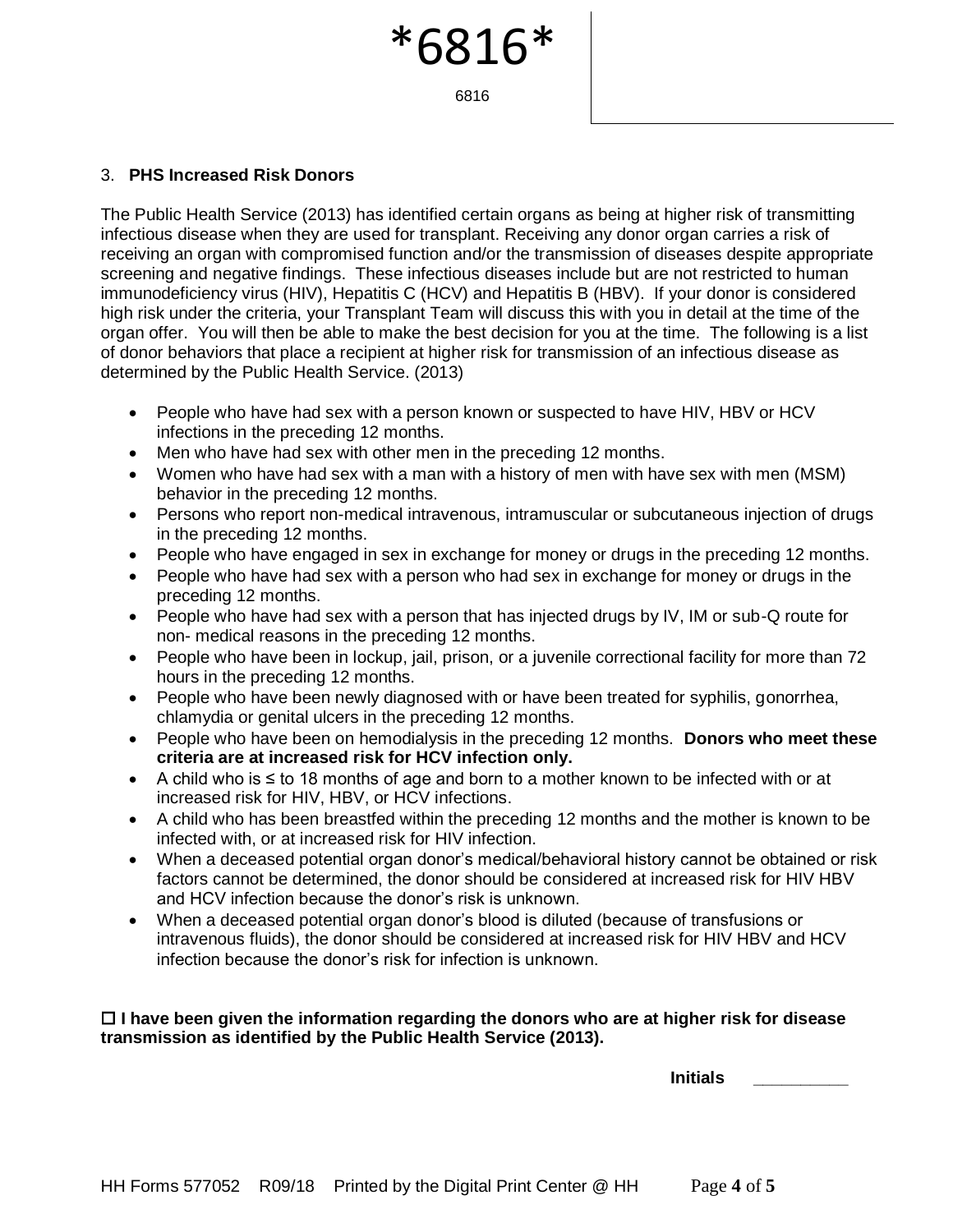\*6816\*

6816

3. **PHS Increased Risk Donors**

The Public Health Service (2013) has identified certain organs as being at higher risk of transmitting infectious disease when they are used for transplant. Receiving any donor organ carries a risk of receiving an organ with compromised function and/or the transmission of diseases despite appropriate screening and negative findings. These infectious diseases include but are not restricted to human immunodeficiency virus (HIV), Hepatitis C (HCV) and Hepatitis B (HBV). If your donor is considered high risk under the criteria, your Transplant Team will discuss this with you in detail at the time of the organ offer. You will then be able to make the best decision for you at the time. The following is a list of donor behaviors that place a recipient at higher risk for transmission of an infectious disease as determined by the Public Health Service. (2013)

- People who have had sex with a person known or suspected to have HIV, HBV or HCV infections in the preceding 12 months.
- Men who have had sex with other men in the preceding 12 months.
- Women who have had sex with a man with a history of men with have sex with men (MSM) behavior in the preceding 12 months.
- Persons who report non-medical intravenous, intramuscular or subcutaneous injection of drugs in the preceding 12 months.
- People who have engaged in sex in exchange for money or drugs in the preceding 12 months.
- People who have had sex with a person who had sex in exchange for money or drugs in the preceding 12 months.
- People who have had sex with a person that has injected drugs by IV, IM or sub-Q route for non- medical reasons in the preceding 12 months.
- People who have been in lockup, jail, prison, or a juvenile correctional facility for more than 72 hours in the preceding 12 months.
- People who have been newly diagnosed with or have been treated for syphilis, gonorrhea, chlamydia or genital ulcers in the preceding 12 months.
- People who have been on hemodialysis in the preceding 12 months. **Donors who meet these criteria are at increased risk for HCV infection only.**
- A child who is ≤ to 18 months of age and born to a mother known to be infected with or at increased risk for HIV, HBV, or HCV infections.
- A child who has been breastfed within the preceding 12 months and the mother is known to be infected with, or at increased risk for HIV infection.
- When a deceased potential organ donor's medical/behavioral history cannot be obtained or risk factors cannot be determined, the donor should be considered at increased risk for HIV HBV and HCV infection because the donor's risk is unknown.
- When a deceased potential organ donor's blood is diluted (because of transfusions or intravenous fluids), the donor should be considered at increased risk for HIV HBV and HCV infection because the donor's risk for infection is unknown.

☐ **I have been given the information regarding the donors who are at higher risk for disease transmission as identified by the Public Health Service (2013).**

**Initials** __________

HH Forms 577052 R09/18 Printed by the Digital Print Center @ HH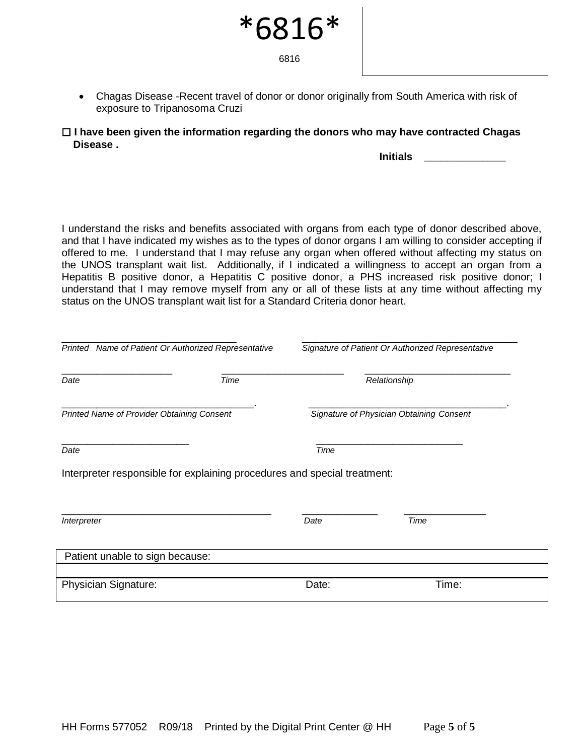*6816*

6816

- Chagas Disease -Recent travel of donor or donor originally from South America with risk of exposure to Tripanosoma Cruzi

☐ **I have been given the information regarding the donors who may have contracted Chagas Disease .**

**Initials** _______________

I understand the risks and benefits associated with organs from each type of donor described above, and that I have indicated my wishes as to the types of donor organs I am willing to consider accepting if offered to me. I understand that I may refuse any organ when offered without affecting my status on the UNOS transplant wait list. Additionally, if I indicated a willingness to accept an organ from a Hepatitis B positive donor, a Hepatitis C positive donor, a PHS increased risk positive donor; I understand that I may remove myself from any or all of these lists at any time without affecting my status on the UNOS transplant wait list for a Standard Criteria donor heart.

________________________________ ________________________________________
*Printed Name of Patient Or Authorized Representative* *Signature of Patient Or Authorized Representative*

____________________ ______________________ ___________________________
*Date* *Time* *Relationship*

___________________________________. ____________________________________.
*Printed Name of Provider Obtaining Consent* *Signature of Physician Obtaining Consent*

_______________________ ___________________________
*Date* *Time*

Interpreter responsible for explaining procedures and special treatment:

______________________________________ ______________ _______________
*Interpreter* *Date* *Time*

| | | |
|---|---|---|
| Patient unable to sign because: | | |
| | | |
| Physician Signature: | Date: | Time: |

HH Forms 577052 R09/18 Printed by the Digital Print Center @ HH